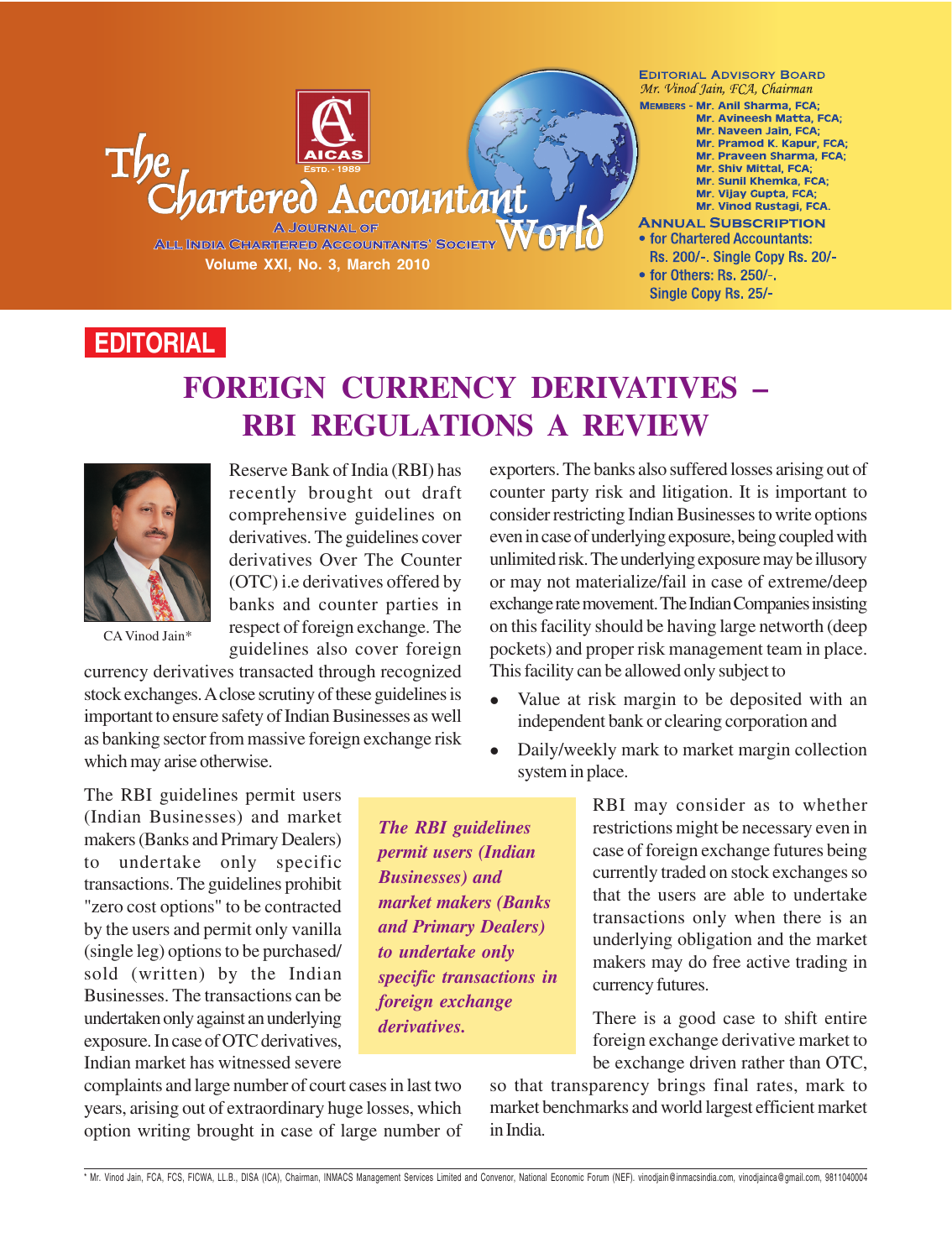# The Chartered Accountant World

A Journal of All India Chartered Accountants' Society

Volume XXI, No. 3, March 2010

**EDITORIAL ADVISORY BOARD**
*Mr. Vinod Jain, FCA, Chairman*
MEMBERS - Mr. Anil Sharma, FCA;
Mr. Avineesh Matta, FCA;
Mr. Naveen Jain, FCA;
Mr. Pramod K. Kapur, FCA;
Mr. Praveen Sharma, FCA;
Mr. Shiv Mittal, FCA;
Mr. Sunil Khemka, FCA;
Mr. Vijay Gupta, FCA;
Mr. Vinod Rustagi, FCA.

**ANNUAL SUBSCRIPTION**
- for Chartered Accountants: Rs. 200/-. Single Copy Rs. 20/-
- for Others: Rs. 250/-. Single Copy Rs. 25/-

## EDITORIAL

# FOREIGN CURRENCY DERIVATIVES – RBI REGULATIONS A REVIEW

CA Vinod Jain*

Reserve Bank of India (RBI) has recently brought out draft comprehensive guidelines on derivatives. The guidelines cover derivatives Over The Counter (OTC) i.e derivatives offered by banks and counter parties in respect of foreign exchange. The guidelines also cover foreign currency derivatives transacted through recognized stock exchanges. A close scrutiny of these guidelines is important to ensure safety of Indian Businesses as well as banking sector from massive foreign exchange risk which may arise otherwise.

The RBI guidelines permit users (Indian Businesses) and market makers (Banks and Primary Dealers) to undertake only specific transactions. The guidelines prohibit "zero cost options" to be contracted by the users and permit only vanilla (single leg) options to be purchased/ sold (written) by the Indian Businesses. The transactions can be undertaken only against an underlying exposure. In case of OTC derivatives, Indian market has witnessed severe complaints and large number of court cases in last two years, arising out of extraordinary huge losses, which option writing brought in case of large number of exporters. The banks also suffered losses arising out of counter party risk and litigation. It is important to consider restricting Indian Businesses to write options even in case of underlying exposure, being coupled with unlimited risk. The underlying exposure may be illusory or may not materialize/fail in case of extreme/deep exchange rate movement. The Indian Companies insisting on this facility should be having large networth (deep pockets) and proper risk management team in place. This facility can be allowed only subject to

- Value at risk margin to be deposited with an independent bank or clearing corporation and
- Daily/weekly mark to market margin collection system in place.

> ***The RBI guidelines permit users (Indian Businesses) and market makers (Banks and Primary Dealers) to undertake only specific transactions in foreign exchange derivatives.***

RBI may consider as to whether restrictions might be necessary even in case of foreign exchange futures being currently traded on stock exchanges so that the users are able to undertake transactions only when there is an underlying obligation and the market makers may do free active trading in currency futures.

There is a good case to shift entire foreign exchange derivative market to be exchange driven rather than OTC, so that transparency brings final rates, mark to market benchmarks and world largest efficient market in India.

\* Mr. Vinod Jain, FCA, FCS, FICWA, LL.B., DISA (ICA), Chairman, INMACS Management Services Limited and Convenor, National Economic Forum (NEF). vinodjain@inmacsindia.com, vinodjainca@gmail.com, 9811040004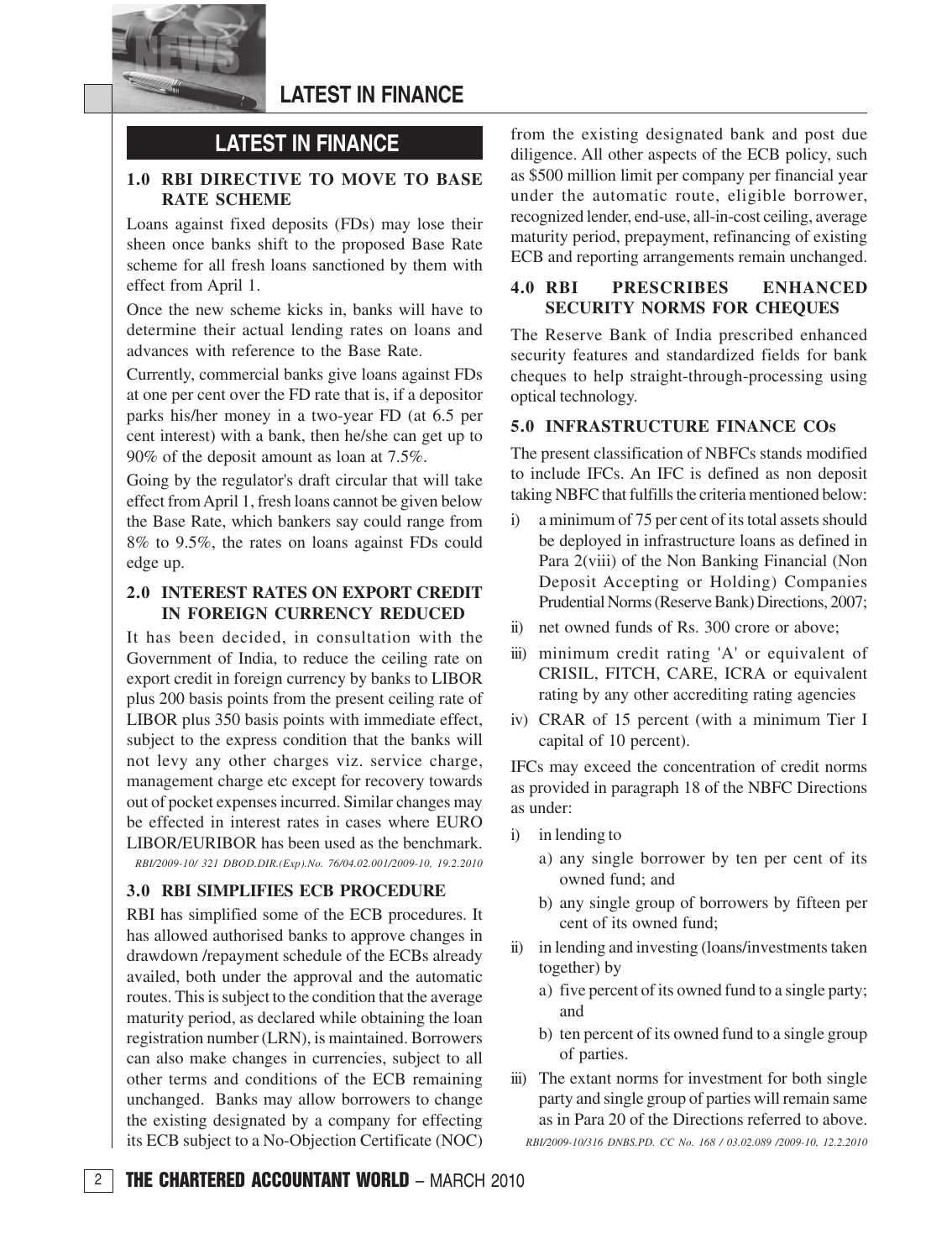## LATEST IN FINANCE

### 1.0 RBI DIRECTIVE TO MOVE TO BASE RATE SCHEME

Loans against fixed deposits (FDs) may lose their sheen once banks shift to the proposed Base Rate scheme for all fresh loans sanctioned by them with effect from April 1.

Once the new scheme kicks in, banks will have to determine their actual lending rates on loans and advances with reference to the Base Rate.

Currently, commercial banks give loans against FDs at one per cent over the FD rate that is, if a depositor parks his/her money in a two-year FD (at 6.5 per cent interest) with a bank, then he/she can get up to 90% of the deposit amount as loan at 7.5%.

Going by the regulator's draft circular that will take effect from April 1, fresh loans cannot be given below the Base Rate, which bankers say could range from 8% to 9.5%, the rates on loans against FDs could edge up.

### 2.0 INTEREST RATES ON EXPORT CREDIT IN FOREIGN CURRENCY REDUCED

It has been decided, in consultation with the Government of India, to reduce the ceiling rate on export credit in foreign currency by banks to LIBOR plus 200 basis points from the present ceiling rate of LIBOR plus 350 basis points with immediate effect, subject to the express condition that the banks will not levy any other charges viz. service charge, management charge etc except for recovery towards out of pocket expenses incurred. Similar changes may be effected in interest rates in cases where EURO LIBOR/EURIBOR has been used as the benchmark.

*RBI/2009-10/ 321 DBOD.DIR.(Exp).No. 76/04.02.001/2009-10, 19.2.2010*

### 3.0 RBI SIMPLIFIES ECB PROCEDURE

RBI has simplified some of the ECB procedures. It has allowed authorised banks to approve changes in drawdown /repayment schedule of the ECBs already availed, both under the approval and the automatic routes. This is subject to the condition that the average maturity period, as declared while obtaining the loan registration number (LRN), is maintained. Borrowers can also make changes in currencies, subject to all other terms and conditions of the ECB remaining unchanged. Banks may allow borrowers to change the existing designated by a company for effecting its ECB subject to a No-Objection Certificate (NOC) from the existing designated bank and post due diligence. All other aspects of the ECB policy, such as $500 million limit per company per financial year under the automatic route, eligible borrower, recognized lender, end-use, all-in-cost ceiling, average maturity period, prepayment, refinancing of existing ECB and reporting arrangements remain unchanged.

### 4.0 RBI PRESCRIBES ENHANCED SECURITY NORMS FOR CHEQUES

The Reserve Bank of India prescribed enhanced security features and standardized fields for bank cheques to help straight-through-processing using optical technology.

### 5.0 INFRASTRUCTURE FINANCE COs

The present classification of NBFCs stands modified to include IFCs. An IFC is defined as non deposit taking NBFC that fulfills the criteria mentioned below:

i) a minimum of 75 per cent of its total assets should be deployed in infrastructure loans as defined in Para 2(viii) of the Non Banking Financial (Non Deposit Accepting or Holding) Companies Prudential Norms (Reserve Bank) Directions, 2007;
ii) net owned funds of Rs. 300 crore or above;
iii) minimum credit rating 'A' or equivalent of CRISIL, FITCH, CARE, ICRA or equivalent rating by any other accrediting rating agencies
iv) CRAR of 15 percent (with a minimum Tier I capital of 10 percent).

IFCs may exceed the concentration of credit norms as provided in paragraph 18 of the NBFC Directions as under:

i) in lending to
   a) any single borrower by ten per cent of its owned fund; and
   b) any single group of borrowers by fifteen per cent of its owned fund;
ii) in lending and investing (loans/investments taken together) by
   a) five percent of its owned fund to a single party; and
   b) ten percent of its owned fund to a single group of parties.
iii) The extant norms for investment for both single party and single group of parties will remain same as in Para 20 of the Directions referred to above.

*RBI/2009-10/316 DNBS.PD. CC No. 168 / 03.02.089 /2009-10, 12.2.2010*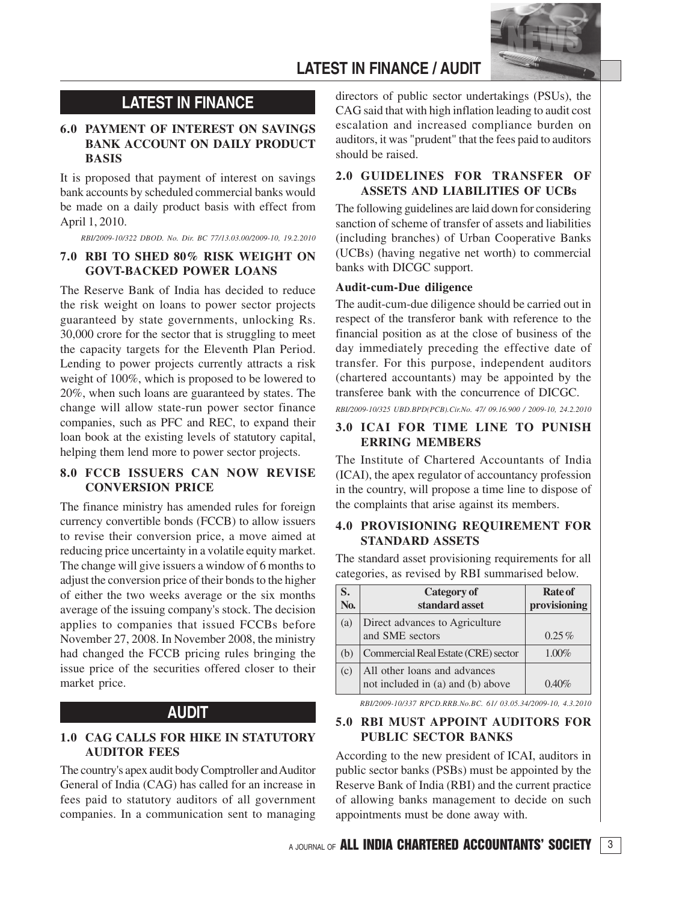# LATEST IN FINANCE / AUDIT

## LATEST IN FINANCE

### 6.0 PAYMENT OF INTEREST ON SAVINGS BANK ACCOUNT ON DAILY PRODUCT BASIS

It is proposed that payment of interest on savings bank accounts by scheduled commercial banks would be made on a daily product basis with effect from April 1, 2010.

*RBI/2009-10/322 DBOD. No. Dir. BC 77/13.03.00/2009-10, 19.2.2010*

### 7.0 RBI TO SHED 80% RISK WEIGHT ON GOVT-BACKED POWER LOANS

The Reserve Bank of India has decided to reduce the risk weight on loans to power sector projects guaranteed by state governments, unlocking Rs. 30,000 crore for the sector that is struggling to meet the capacity targets for the Eleventh Plan Period. Lending to power projects currently attracts a risk weight of 100%, which is proposed to be lowered to 20%, when such loans are guaranteed by states. The change will allow state-run power sector finance companies, such as PFC and REC, to expand their loan book at the existing levels of statutory capital, helping them lend more to power sector projects.

### 8.0 FCCB ISSUERS CAN NOW REVISE CONVERSION PRICE

The finance ministry has amended rules for foreign currency convertible bonds (FCCB) to allow issuers to revise their conversion price, a move aimed at reducing price uncertainty in a volatile equity market. The change will give issuers a window of 6 months to adjust the conversion price of their bonds to the higher of either the two weeks average or the six months average of the issuing company's stock. The decision applies to companies that issued FCCBs before November 27, 2008. In November 2008, the ministry had changed the FCCB pricing rules bringing the issue price of the securities offered closer to their market price.

## AUDIT

### 1.0 CAG CALLS FOR HIKE IN STATUTORY AUDITOR FEES

The country's apex audit body Comptroller and Auditor General of India (CAG) has called for an increase in fees paid to statutory auditors of all government companies. In a communication sent to managing directors of public sector undertakings (PSUs), the CAG said that with high inflation leading to audit cost escalation and increased compliance burden on auditors, it was "prudent" that the fees paid to auditors should be raised.

### 2.0 GUIDELINES FOR TRANSFER OF ASSETS AND LIABILITIES OF UCBs

The following guidelines are laid down for considering sanction of scheme of transfer of assets and liabilities (including branches) of Urban Cooperative Banks (UCBs) (having negative net worth) to commercial banks with DICGC support.

**Audit-cum-Due diligence**

The audit-cum-due diligence should be carried out in respect of the transferor bank with reference to the financial position as at the close of business of the day immediately preceding the effective date of transfer. For this purpose, independent auditors (chartered accountants) may be appointed by the transferee bank with the concurrence of DICGC.

*RBI/2009-10/325 UBD.BPD(PCB).Cir.No. 47/ 09.16.900 / 2009-10, 24.2.2010*

### 3.0 ICAI FOR TIME LINE TO PUNISH ERRING MEMBERS

The Institute of Chartered Accountants of India (ICAI), the apex regulator of accountancy profession in the country, will propose a time line to dispose of the complaints that arise against its members.

### 4.0 PROVISIONING REQUIREMENT FOR STANDARD ASSETS

The standard asset provisioning requirements for all categories, as revised by RBI summarised below.

| S. No. | Category of standard asset | Rate of provisioning |
|---|---|---|
| (a) | Direct advances to Agriculture and SME sectors | 0.25% |
| (b) | Commercial Real Estate (CRE) sector | 1.00% |
| (c) | All other loans and advances not included in (a) and (b) above | 0.40% |

*RBI/2009-10/337 RPCD.RRB.No.BC. 61/ 03.05.34/2009-10, 4.3.2010*

### 5.0 RBI MUST APPOINT AUDITORS FOR PUBLIC SECTOR BANKS

According to the new president of ICAI, auditors in public sector banks (PSBs) must be appointed by the Reserve Bank of India (RBI) and the current practice of allowing banks management to decide on such appointments must be done away with.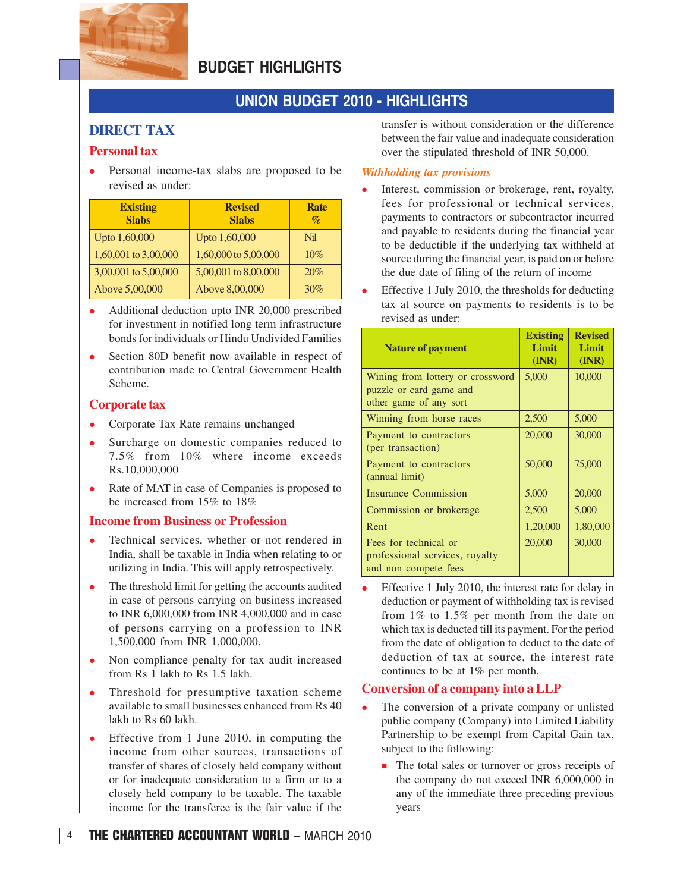# UNION BUDGET 2010 - HIGHLIGHTS

## DIRECT TAX

### Personal tax

- Personal income-tax slabs are proposed to be revised as under:

| Existing Slabs | Revised Slabs | Rate % |
|---|---|---|
| Upto 1,60,000 | Upto 1,60,000 | Nil |
| 1,60,001 to 3,00,000 | 1,60,000 to 5,00,000 | 10% |
| 3,00,001 to 5,00,000 | 5,00,001 to 8,00,000 | 20% |
| Above 5,00,000 | Above 8,00,000 | 30% |

- Additional deduction upto INR 20,000 prescribed for investment in notified long term infrastructure bonds for individuals or Hindu Undivided Families
- Section 80D benefit now available in respect of contribution made to Central Government Health Scheme.

### Corporate tax

- Corporate Tax Rate remains unchanged
- Surcharge on domestic companies reduced to 7.5% from 10% where income exceeds Rs.10,000,000
- Rate of MAT in case of Companies is proposed to be increased from 15% to 18%

### Income from Business or Profession

- Technical services, whether or not rendered in India, shall be taxable in India when relating to or utilizing in India. This will apply retrospectively.
- The threshold limit for getting the accounts audited in case of persons carrying on business increased to INR 6,000,000 from INR 4,000,000 and in case of persons carrying on a profession to INR 1,500,000 from INR 1,000,000.
- Non compliance penalty for tax audit increased from Rs 1 lakh to Rs 1.5 lakh.
- Threshold for presumptive taxation scheme available to small businesses enhanced from Rs 40 lakh to Rs 60 lakh.
- Effective from 1 June 2010, in computing the income from other sources, transactions of transfer of shares of closely held company without or for inadequate consideration to a firm or to a closely held company to be taxable. The taxable income for the transferee is the fair value if the transfer is without consideration or the difference between the fair value and inadequate consideration over the stipulated threshold of INR 50,000.

### *Withholding tax provisions*

- Interest, commission or brokerage, rent, royalty, fees for professional or technical services, payments to contractors or subcontractor incurred and payable to residents during the financial year to be deductible if the underlying tax withheld at source during the financial year, is paid on or before the due date of filing of the return of income
- Effective 1 July 2010, the thresholds for deducting tax at source on payments to residents is to be revised as under:

| Nature of payment | Existing Limit (INR) | Revised Limit (INR) |
|---|---|---|
| Wining from lottery or crossword puzzle or card game and other game of any sort | 5,000 | 10,000 |
| Winning from horse races | 2,500 | 5,000 |
| Payment to contractors (per transaction) | 20,000 | 30,000 |
| Payment to contractors (annual limit) | 50,000 | 75,000 |
| Insurance Commission | 5,000 | 20,000 |
| Commission or brokerage | 2,500 | 5,000 |
| Rent | 1,20,000 | 1,80,000 |
| Fees for technical or professional services, royalty and non compete fees | 20,000 | 30,000 |

- Effective 1 July 2010, the interest rate for delay in deduction or payment of withholding tax is revised from 1% to 1.5% per month from the date on which tax is deducted till its payment. For the period from the date of obligation to deduct to the date of deduction of tax at source, the interest rate continues to be at 1% per month.

### Conversion of a company into a LLP

- The conversion of a private company or unlisted public company (Company) into Limited Liability Partnership to be exempt from Capital Gain tax, subject to the following:
  - The total sales or turnover or gross receipts of the company do not exceed INR 6,000,000 in any of the immediate three preceding previous years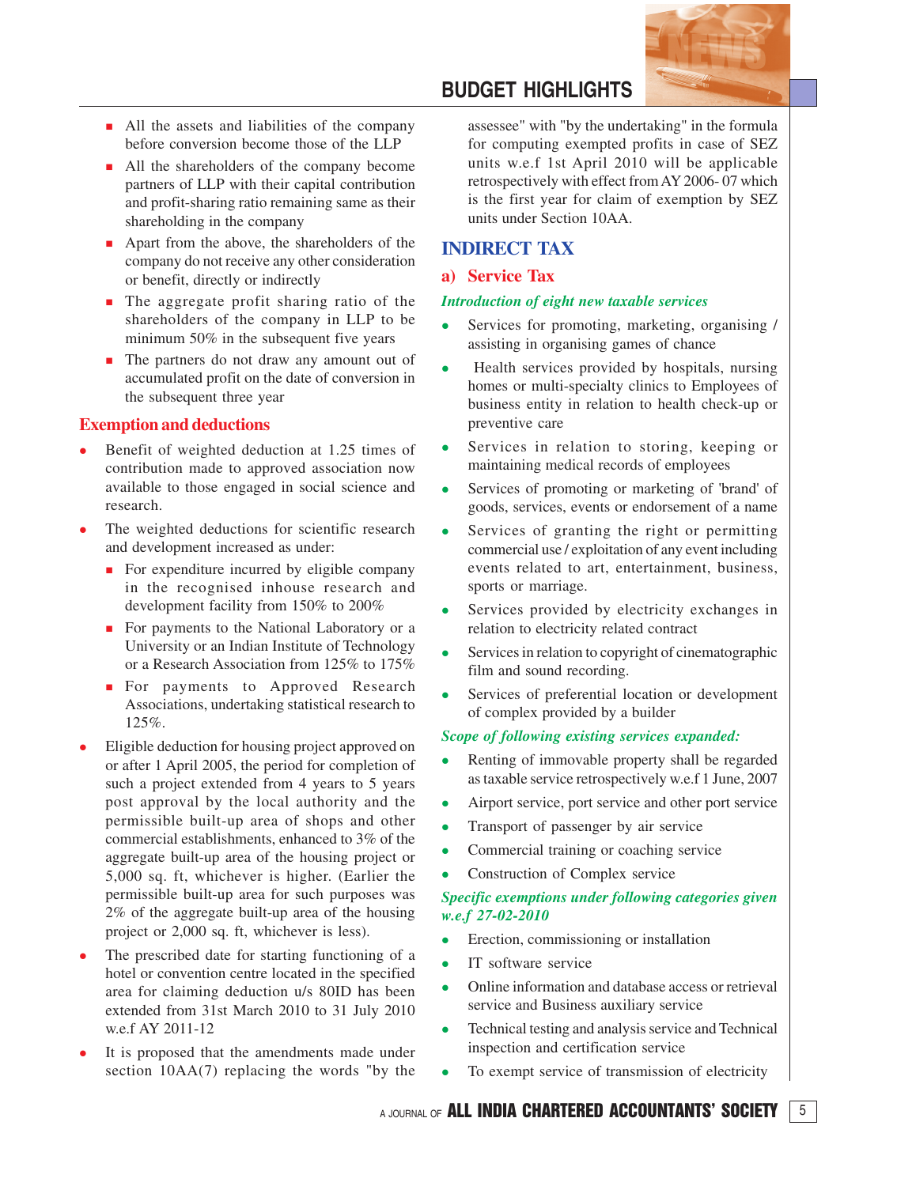- All the assets and liabilities of the company before conversion become those of the LLP
- All the shareholders of the company become partners of LLP with their capital contribution and profit-sharing ratio remaining same as their shareholding in the company
- Apart from the above, the shareholders of the company do not receive any other consideration or benefit, directly or indirectly
- The aggregate profit sharing ratio of the shareholders of the company in LLP to be minimum 50% in the subsequent five years
- The partners do not draw any amount out of accumulated profit on the date of conversion in the subsequent three year

## Exemption and deductions

- Benefit of weighted deduction at 1.25 times of contribution made to approved association now available to those engaged in social science and research.
- The weighted deductions for scientific research and development increased as under:
  - For expenditure incurred by eligible company in the recognised inhouse research and development facility from 150% to 200%
  - For payments to the National Laboratory or a University or an Indian Institute of Technology or a Research Association from 125% to 175%
  - For payments to Approved Research Associations, undertaking statistical research to 125%.
- Eligible deduction for housing project approved on or after 1 April 2005, the period for completion of such a project extended from 4 years to 5 years post approval by the local authority and the permissible built-up area of shops and other commercial establishments, enhanced to 3% of the aggregate built-up area of the housing project or 5,000 sq. ft, whichever is higher. (Earlier the permissible built-up area for such purposes was 2% of the aggregate built-up area of the housing project or 2,000 sq. ft, whichever is less).
- The prescribed date for starting functioning of a hotel or convention centre located in the specified area for claiming deduction u/s 80ID has been extended from 31st March 2010 to 31 July 2010 w.e.f AY 2011-12
- It is proposed that the amendments made under section 10AA(7) replacing the words "by the assessee" with "by the undertaking" in the formula for computing exempted profits in case of SEZ units w.e.f 1st April 2010 will be applicable retrospectively with effect from AY 2006- 07 which is the first year for claim of exemption by SEZ units under Section 10AA.

# INDIRECT TAX

## a) Service Tax

### *Introduction of eight new taxable services*

- Services for promoting, marketing, organising / assisting in organising games of chance
- Health services provided by hospitals, nursing homes or multi-specialty clinics to Employees of business entity in relation to health check-up or preventive care
- Services in relation to storing, keeping or maintaining medical records of employees
- Services of promoting or marketing of 'brand' of goods, services, events or endorsement of a name
- Services of granting the right or permitting commercial use / exploitation of any event including events related to art, entertainment, business, sports or marriage.
- Services provided by electricity exchanges in relation to electricity related contract
- Services in relation to copyright of cinematographic film and sound recording.
- Services of preferential location or development of complex provided by a builder

### *Scope of following existing services expanded:*

- Renting of immovable property shall be regarded as taxable service retrospectively w.e.f 1 June, 2007
- Airport service, port service and other port service
- Transport of passenger by air service
- Commercial training or coaching service
- Construction of Complex service

### *Specific exemptions under following categories given w.e.f 27-02-2010*

- Erection, commissioning or installation
- IT software service
- Online information and database access or retrieval service and Business auxiliary service
- Technical testing and analysis service and Technical inspection and certification service
- To exempt service of transmission of electricity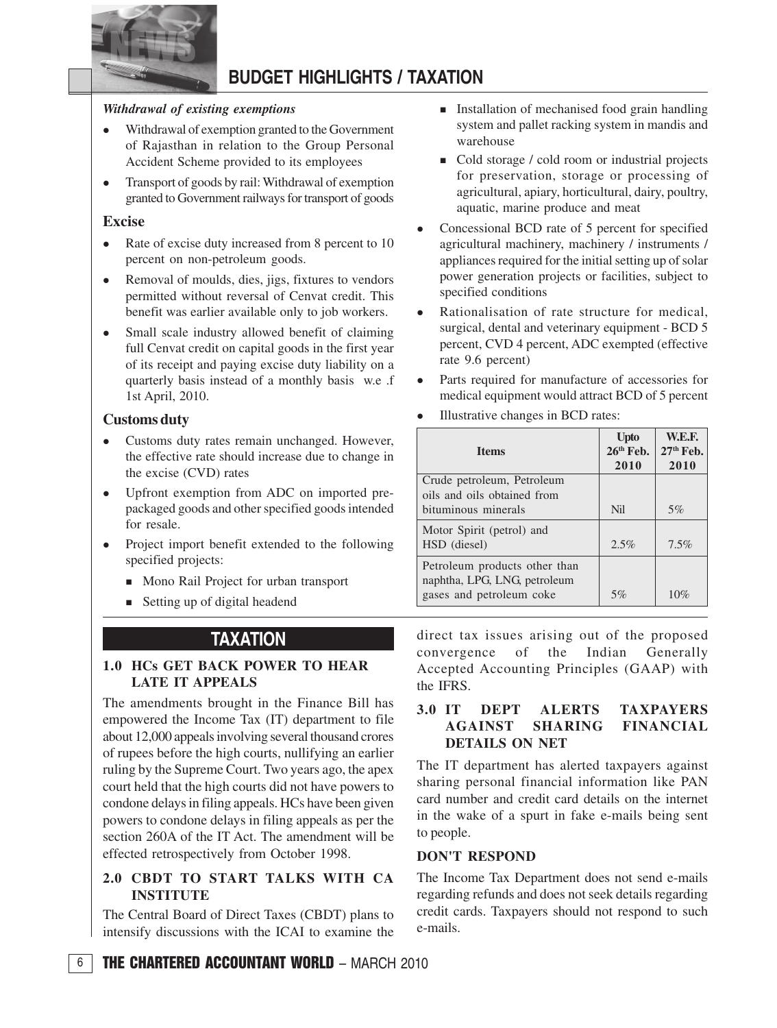## BUDGET HIGHLIGHTS / TAXATION

***Withdrawal of existing exemptions***

- Withdrawal of exemption granted to the Government of Rajasthan in relation to the Group Personal Accident Scheme provided to its employees
- Transport of goods by rail: Withdrawal of exemption granted to Government railways for transport of goods

### Excise

- Rate of excise duty increased from 8 percent to 10 percent on non-petroleum goods.
- Removal of moulds, dies, jigs, fixtures to vendors permitted without reversal of Cenvat credit. This benefit was earlier available only to job workers.
- Small scale industry allowed benefit of claiming full Cenvat credit on capital goods in the first year of its receipt and paying excise duty liability on a quarterly basis instead of a monthly basis w.e .f 1st April, 2010.

### Customs duty

- Customs duty rates remain unchanged. However, the effective rate should increase due to change in the excise (CVD) rates
- Upfront exemption from ADC on imported pre-packaged goods and other specified goods intended for resale.
- Project import benefit extended to the following specified projects:
  - Mono Rail Project for urban transport
  - Setting up of digital headend
  - Installation of mechanised food grain handling system and pallet racking system in mandis and warehouse
  - Cold storage / cold room or industrial projects for preservation, storage or processing of agricultural, apiary, horticultural, dairy, poultry, aquatic, marine produce and meat
- Concessional BCD rate of 5 percent for specified agricultural machinery, machinery / instruments / appliances required for the initial setting up of solar power generation projects or facilities, subject to specified conditions
- Rationalisation of rate structure for medical, surgical, dental and veterinary equipment - BCD 5 percent, CVD 4 percent, ADC exempted (effective rate 9.6 percent)
- Parts required for manufacture of accessories for medical equipment would attract BCD of 5 percent
- Illustrative changes in BCD rates:

| Items | Upto 26th Feb. 2010 | W.E.F. 27th Feb. 2010 |
|---|---|---|
| Crude petroleum, Petroleum oils and oils obtained from bituminous minerals | Nil | 5% |
| Motor Spirit (petrol) and HSD (diesel) | 2.5% | 7.5% |
| Petroleum products other than naphtha, LPG, LNG, petroleum gases and petroleum coke | 5% | 10% |

## TAXATION

### 1.0 HCs GET BACK POWER TO HEAR LATE IT APPEALS

The amendments brought in the Finance Bill has empowered the Income Tax (IT) department to file about 12,000 appeals involving several thousand crores of rupees before the high courts, nullifying an earlier ruling by the Supreme Court. Two years ago, the apex court held that the high courts did not have powers to condone delays in filing appeals. HCs have been given powers to condone delays in filing appeals as per the section 260A of the IT Act. The amendment will be effected retrospectively from October 1998.

### 2.0 CBDT TO START TALKS WITH CA INSTITUTE

The Central Board of Direct Taxes (CBDT) plans to intensify discussions with the ICAI to examine the direct tax issues arising out of the proposed convergence of the Indian Generally Accepted Accounting Principles (GAAP) with the IFRS.

### 3.0 IT DEPT ALERTS TAXPAYERS AGAINST SHARING FINANCIAL DETAILS ON NET

The IT department has alerted taxpayers against sharing personal financial information like PAN card number and credit card details on the internet in the wake of a spurt in fake e-mails being sent to people.

#### DON'T RESPOND

The Income Tax Department does not send e-mails regarding refunds and does not seek details regarding credit cards. Taxpayers should not respond to such e-mails.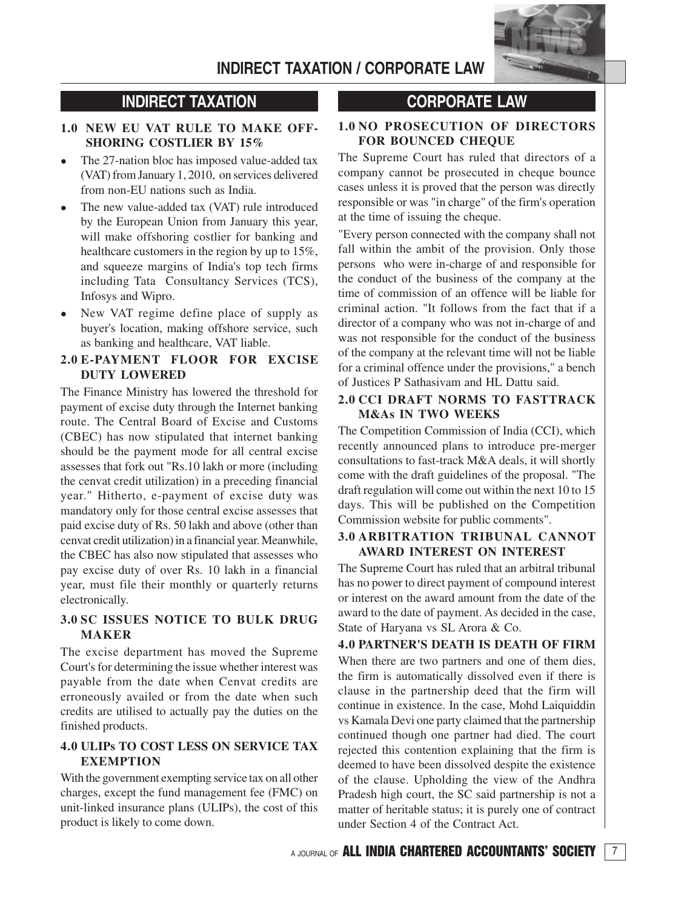## INDIRECT TAXATION / CORPORATE LAW

## INDIRECT TAXATION

### 1.0 NEW EU VAT RULE TO MAKE OFF-SHORING COSTLIER BY 15%

- The 27-nation bloc has imposed value-added tax (VAT) from January 1, 2010, on services delivered from non-EU nations such as India.
- The new value-added tax (VAT) rule introduced by the European Union from January this year, will make offshoring costlier for banking and healthcare customers in the region by up to 15%, and squeeze margins of India's top tech firms including Tata Consultancy Services (TCS), Infosys and Wipro.
- New VAT regime define place of supply as buyer's location, making offshore service, such as banking and healthcare, VAT liable.

### 2.0 E-PAYMENT FLOOR FOR EXCISE DUTY LOWERED

The Finance Ministry has lowered the threshold for payment of excise duty through the Internet banking route. The Central Board of Excise and Customs (CBEC) has now stipulated that internet banking should be the payment mode for all central excise assesses that fork out "Rs.10 lakh or more (including the cenvat credit utilization) in a preceding financial year." Hitherto, e-payment of excise duty was mandatory only for those central excise assesses that paid excise duty of Rs. 50 lakh and above (other than cenvat credit utilization) in a financial year. Meanwhile, the CBEC has also now stipulated that assesses who pay excise duty of over Rs. 10 lakh in a financial year, must file their monthly or quarterly returns electronically.

### 3.0 SC ISSUES NOTICE TO BULK DRUG MAKER

The excise department has moved the Supreme Court's for determining the issue whether interest was payable from the date when Cenvat credits are erroneously availed or from the date when such credits are utilised to actually pay the duties on the finished products.

### 4.0 ULIPs TO COST LESS ON SERVICE TAX EXEMPTION

With the government exempting service tax on all other charges, except the fund management fee (FMC) on unit-linked insurance plans (ULIPs), the cost of this product is likely to come down.

## CORPORATE LAW

### 1.0 NO PROSECUTION OF DIRECTORS FOR BOUNCED CHEQUE

The Supreme Court has ruled that directors of a company cannot be prosecuted in cheque bounce cases unless it is proved that the person was directly responsible or was "in charge" of the firm's operation at the time of issuing the cheque.

"Every person connected with the company shall not fall within the ambit of the provision. Only those persons who were in-charge of and responsible for the conduct of the business of the company at the time of commission of an offence will be liable for criminal action. "It follows from the fact that if a director of a company who was not in-charge of and was not responsible for the conduct of the business of the company at the relevant time will not be liable for a criminal offence under the provisions," a bench of Justices P Sathasivam and HL Dattu said.

### 2.0 CCI DRAFT NORMS TO FASTTRACK M&As IN TWO WEEKS

The Competition Commission of India (CCI), which recently announced plans to introduce pre-merger consultations to fast-track M&A deals, it will shortly come with the draft guidelines of the proposal. "The draft regulation will come out within the next 10 to 15 days. This will be published on the Competition Commission website for public comments".

### 3.0 ARBITRATION TRIBUNAL CANNOT AWARD INTEREST ON INTEREST

The Supreme Court has ruled that an arbitral tribunal has no power to direct payment of compound interest or interest on the award amount from the date of the award to the date of payment. As decided in the case, State of Haryana vs SL Arora & Co.

### 4.0 PARTNER'S DEATH IS DEATH OF FIRM

When there are two partners and one of them dies, the firm is automatically dissolved even if there is clause in the partnership deed that the firm will continue in existence. In the case, Mohd Laiquiddin vs Kamala Devi one party claimed that the partnership continued though one partner had died. The court rejected this contention explaining that the firm is deemed to have been dissolved despite the existence of the clause. Upholding the view of the Andhra Pradesh high court, the SC said partnership is not a matter of heritable status; it is purely one of contract under Section 4 of the Contract Act.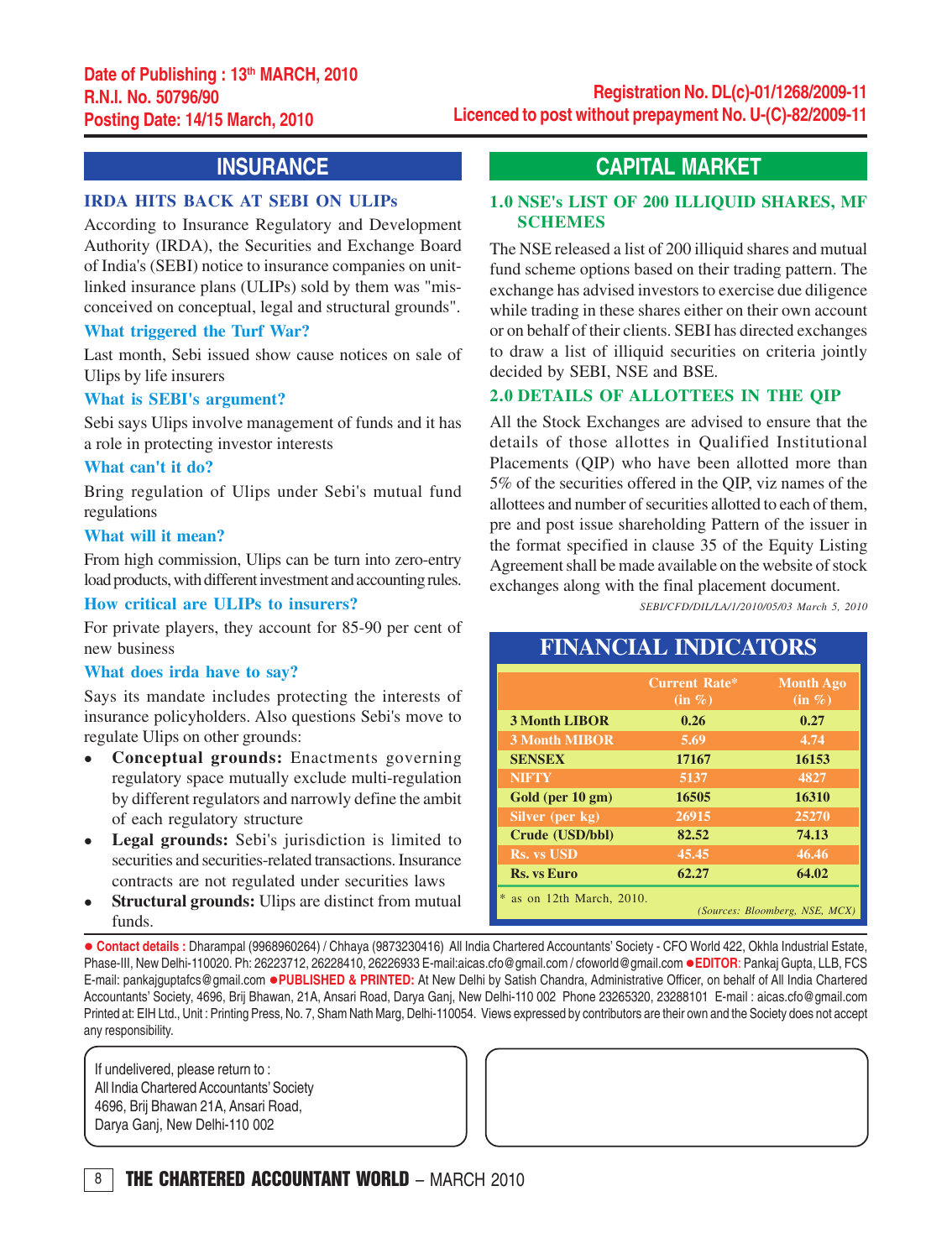Date of Publishing : 13th MARCH, 2010
R.N.I. No. 50796/90
Posting Date: 14/15 March, 2010

Registration No. DL(c)-01/1268/2009-11
Licenced to post without prepayment No. U-(C)-82/2009-11

## INSURANCE

### IRDA HITS BACK AT SEBI ON ULIPs

According to Insurance Regulatory and Development Authority (IRDA), the Securities and Exchange Board of India's (SEBI) notice to insurance companies on unit-linked insurance plans (ULIPs) sold by them was "mis-conceived on conceptual, legal and structural grounds".

#### What triggered the Turf War?

Last month, Sebi issued show cause notices on sale of Ulips by life insurers

#### What is SEBI's argument?

Sebi says Ulips involve management of funds and it has a role in protecting investor interests

#### What can't it do?

Bring regulation of Ulips under Sebi's mutual fund regulations

#### What will it mean?

From high commission, Ulips can be turn into zero-entry load products, with different investment and accounting rules.

#### How critical are ULIPs to insurers?

For private players, they account for 85-90 per cent of new business

#### What does irda have to say?

Says its mandate includes protecting the interests of insurance policyholders. Also questions Sebi's move to regulate Ulips on other grounds:

- **Conceptual grounds:** Enactments governing regulatory space mutually exclude multi-regulation by different regulators and narrowly define the ambit of each regulatory structure
- **Legal grounds:** Sebi's jurisdiction is limited to securities and securities-related transactions. Insurance contracts are not regulated under securities laws
- **Structural grounds:** Ulips are distinct from mutual funds.

## CAPITAL MARKET

### 1.0 NSE's LIST OF 200 ILLIQUID SHARES, MF SCHEMES

The NSE released a list of 200 illiquid shares and mutual fund scheme options based on their trading pattern. The exchange has advised investors to exercise due diligence while trading in these shares either on their own account or on behalf of their clients. SEBI has directed exchanges to draw a list of illiquid securities on criteria jointly decided by SEBI, NSE and BSE.

### 2.0 DETAILS OF ALLOTTEES IN THE QIP

All the Stock Exchanges are advised to ensure that the details of those allottes in Qualified Institutional Placements (QIP) who have been allotted more than 5% of the securities offered in the QIP, viz names of the allottees and number of securities allotted to each of them, pre and post issue shareholding Pattern of the issuer in the format specified in clause 35 of the Equity Listing Agreement shall be made available on the website of stock exchanges along with the final placement document.

*SEBI/CFD/DIL/LA/1/2010/05/03 March 5, 2010*

## FINANCIAL INDICATORS

| | Current Rate* (in %) | Month Ago (in %) |
|---|---|---|
| 3 Month LIBOR | 0.26 | 0.27 |
| 3 Month MIBOR | 5.69 | 4.74 |
| SENSEX | 17167 | 16153 |
| NIFTY | 5137 | 4827 |
| Gold (per 10 gm) | 16505 | 16310 |
| Silver (per kg) | 26915 | 25270 |
| Crude (USD/bbl) | 82.52 | 74.13 |
| Rs. vs USD | 45.45 | 46.46 |
| Rs. vs Euro | 62.27 | 64.02 |

\* as on 12th March, 2010.

*(Sources: Bloomberg, NSE, MCX)*

● **Contact details :** Dharampal (9968960264) / Chhaya (9873230416) All India Chartered Accountants' Society - CFO World 422, Okhla Industrial Estate, Phase-III, New Delhi-110020. Ph: 26223712, 26228410, 26226933 E-mail:aicas.cfo@gmail.com / cfoworld@gmail.com ●**EDITOR:** Pankaj Gupta, LLB, FCS E-mail: pankajguptafcs@gmail.com ●**PUBLISHED & PRINTED:** At New Delhi by Satish Chandra, Administrative Officer, on behalf of All India Chartered Accountants' Society, 4696, Brij Bhawan, 21A, Ansari Road, Darya Ganj, New Delhi-110 002 Phone 23265320, 23288101 E-mail : aicas.cfo@gmail.com Printed at: EIH Ltd., Unit : Printing Press, No. 7, Sham Nath Marg, Delhi-110054. Views expressed by contributors are their own and the Society does not accept any responsibility.

If undelivered, please return to :
All India Chartered Accountants' Society
4696, Brij Bhawan 21A, Ansari Road,
Darya Ganj, New Delhi-110 002